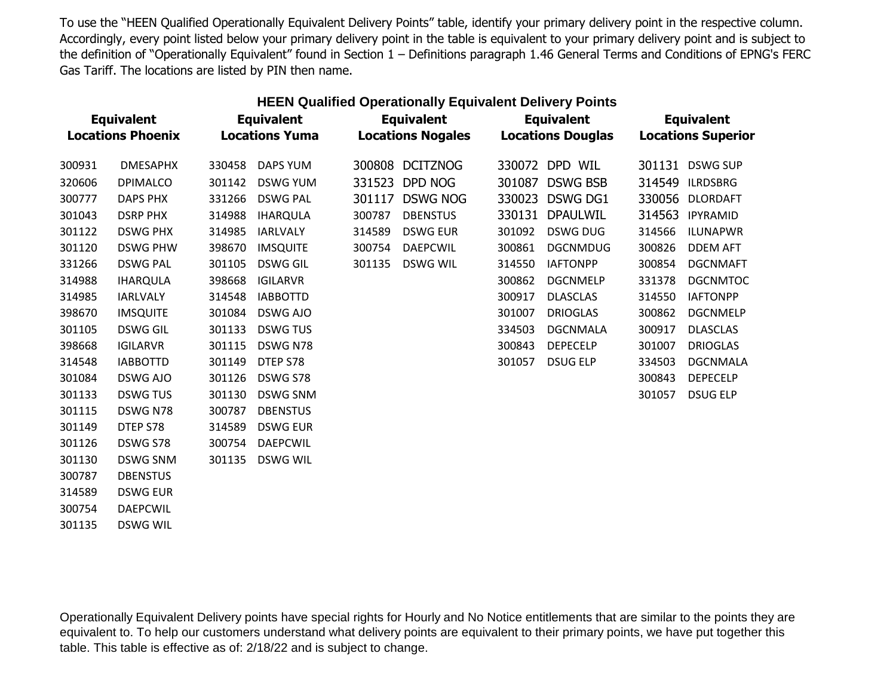To use the "HEEN Qualified Operationally Equivalent Delivery Points" table, identify your primary delivery point in the respective column. Accordingly, every point listed below your primary delivery point in the table is equivalent to your primary delivery point and is subject to the definition of "Operationally Equivalent" found in Section 1 – Definitions paragraph 1.46 General Terms and Conditions of EPNG's FERC Gas Tariff. The locations are listed by PIN then name.

## HEEN Qualified Operationally Equivalent Delivery Points

| Equivalent Locations Phoenix | | Equivalent Locations Yuma | | Equivalent Locations Nogales | | Equivalent Locations Douglas | | Equivalent Locations Superior | |
|---|---|---|---|---|---|---|---|---|---|
| 300931 | DMESAPHX | 330458 | DAPS YUM | 300808 | DCITZNOG | 330072 | DPD WIL | 301131 | DSWG SUP |
| 320606 | DPIMALCO | 301142 | DSWG YUM | 331523 | DPD NOG | 301087 | DSWG BSB | 314549 | ILRDSBRG |
| 300777 | DAPS PHX | 331266 | DSWG PAL | 301117 | DSWG NOG | 330023 | DSWG DG1 | 330056 | DLORDAFT |
| 301043 | DSRP PHX | 314988 | IHARQULA | 300787 | DBENSTUS | 330131 | DPAULWIL | 314563 | IPYRAMID |
| 301122 | DSWG PHX | 314985 | IARLVALY | 314589 | DSWG EUR | 301092 | DSWG DUG | 314566 | ILUNAPWR |
| 301120 | DSWG PHW | 398670 | IMSQUITE | 300754 | DAEPCWIL | 300861 | DGCNMDUG | 300826 | DDEM AFT |
| 331266 | DSWG PAL | 301105 | DSWG GIL | 301135 | DSWG WIL | 314550 | IAFTONPP | 300854 | DGCNMAFT |
| 314988 | IHARQULA | 398668 | IGILARVR | | | 300862 | DGCNMELP | 331378 | DGCNMTOC |
| 314985 | IARLVALY | 314548 | IABBOTTD | | | 300917 | DLASCLAS | 314550 | IAFTONPP |
| 398670 | IMSQUITE | 301084 | DSWG AJO | | | 301007 | DRIOGLAS | 300862 | DGCNMELP |
| 301105 | DSWG GIL | 301133 | DSWG TUS | | | 334503 | DGCNMALA | 300917 | DLASCLAS |
| 398668 | IGILARVR | 301115 | DSWG N78 | | | 300843 | DEPECELP | 301007 | DRIOGLAS |
| 314548 | IABBOTTD | 301149 | DTEP S78 | | | 301057 | DSUG ELP | 334503 | DGCNMALA |
| 301084 | DSWG AJO | 301126 | DSWG S78 | | | | | 300843 | DEPECELP |
| 301133 | DSWG TUS | 301130 | DSWG SNM | | | | | 301057 | DSUG ELP |
| 301115 | DSWG N78 | 300787 | DBENSTUS | | | | | | |
| 301149 | DTEP S78 | 314589 | DSWG EUR | | | | | | |
| 301126 | DSWG S78 | 300754 | DAEPCWIL | | | | | | |
| 301130 | DSWG SNM | 301135 | DSWG WIL | | | | | | |
| 300787 | DBENSTUS | | | | | | | | |
| 314589 | DSWG EUR | | | | | | | | |
| 300754 | DAEPCWIL | | | | | | | | |
| 301135 | DSWG WIL | | | | | | | | |

Operationally Equivalent Delivery points have special rights for Hourly and No Notice entitlements that are similar to the points they are equivalent to. To help our customers understand what delivery points are equivalent to their primary points, we have put together this table. This table is effective as of: 2/18/22 and is subject to change.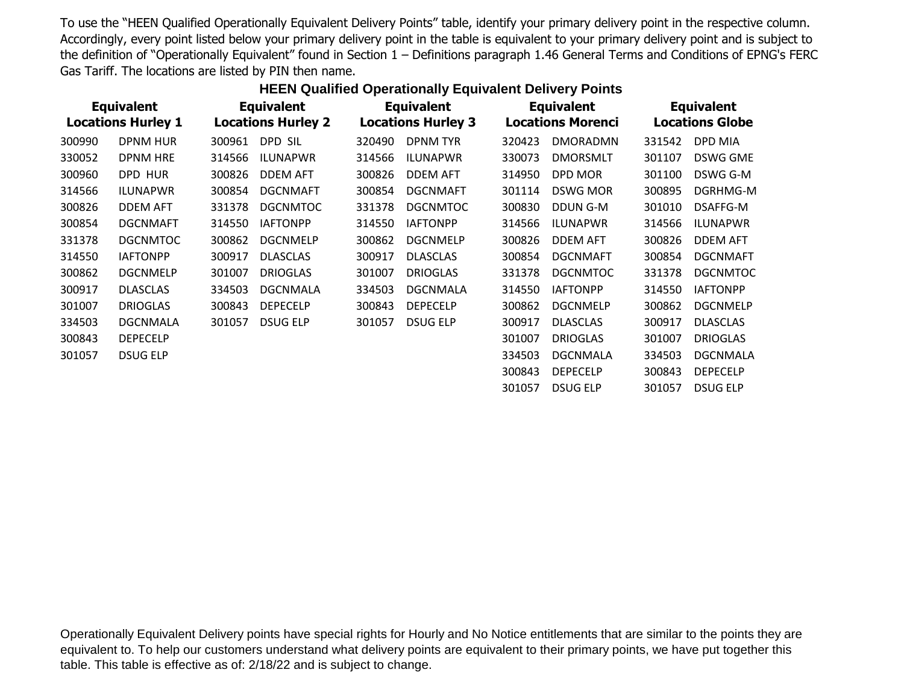To use the "HEEN Qualified Operationally Equivalent Delivery Points" table, identify your primary delivery point in the respective column. Accordingly, every point listed below your primary delivery point in the table is equivalent to your primary delivery point and is subject to the definition of "Operationally Equivalent" found in Section 1 – Definitions paragraph 1.46 General Terms and Conditions of EPNG's FERC Gas Tariff. The locations are listed by PIN then name.

## HEEN Qualified Operationally Equivalent Delivery Points

| Equivalent Locations Hurley 1 | | Equivalent Locations Hurley 2 | | Equivalent Locations Hurley 3 | | Equivalent Locations Morenci | | Equivalent Locations Globe | |
|---|---|---|---|---|---|---|---|---|---|
| 300990 | DPNM HUR | 300961 | DPD SIL | 320490 | DPNM TYR | 320423 | DMORADMN | 331542 | DPD MIA |
| 330052 | DPNM HRE | 314566 | ILUNAPWR | 314566 | ILUNAPWR | 330073 | DMORSMLT | 301107 | DSWG GME |
| 300960 | DPD HUR | 300826 | DDEM AFT | 300826 | DDEM AFT | 314950 | DPD MOR | 301100 | DSWG G-M |
| 314566 | ILUNAPWR | 300854 | DGCNMAFT | 300854 | DGCNMAFT | 301114 | DSWG MOR | 300895 | DGRHMG-M |
| 300826 | DDEM AFT | 331378 | DGCNMTOC | 331378 | DGCNMTOC | 300830 | DDUN G-M | 301010 | DSAFFG-M |
| 300854 | DGCNMAFT | 314550 | IAFTONPP | 314550 | IAFTONPP | 314566 | ILUNAPWR | 314566 | ILUNAPWR |
| 331378 | DGCNMTOC | 300862 | DGCNMELP | 300862 | DGCNMELP | 300826 | DDEM AFT | 300826 | DDEM AFT |
| 314550 | IAFTONPP | 300917 | DLASCLAS | 300917 | DLASCLAS | 300854 | DGCNMAFT | 300854 | DGCNMAFT |
| 300862 | DGCNMELP | 301007 | DRIOGLAS | 301007 | DRIOGLAS | 331378 | DGCNMTOC | 331378 | DGCNMTOC |
| 300917 | DLASCLAS | 334503 | DGCNMALA | 334503 | DGCNMALA | 314550 | IAFTONPP | 314550 | IAFTONPP |
| 301007 | DRIOGLAS | 300843 | DEPECELP | 300843 | DEPECELP | 300862 | DGCNMELP | 300862 | DGCNMELP |
| 334503 | DGCNMALA | 301057 | DSUG ELP | 301057 | DSUG ELP | 300917 | DLASCLAS | 300917 | DLASCLAS |
| 300843 | DEPECELP | | | | | 301007 | DRIOGLAS | 301007 | DRIOGLAS |
| 301057 | DSUG ELP | | | | | 334503 | DGCNMALA | 334503 | DGCNMALA |
| | | | | | | 300843 | DEPECELP | 300843 | DEPECELP |
| | | | | | | 301057 | DSUG ELP | 301057 | DSUG ELP |

Operationally Equivalent Delivery points have special rights for Hourly and No Notice entitlements that are similar to the points they are equivalent to. To help our customers understand what delivery points are equivalent to their primary points, we have put together this table. This table is effective as of: 2/18/22 and is subject to change.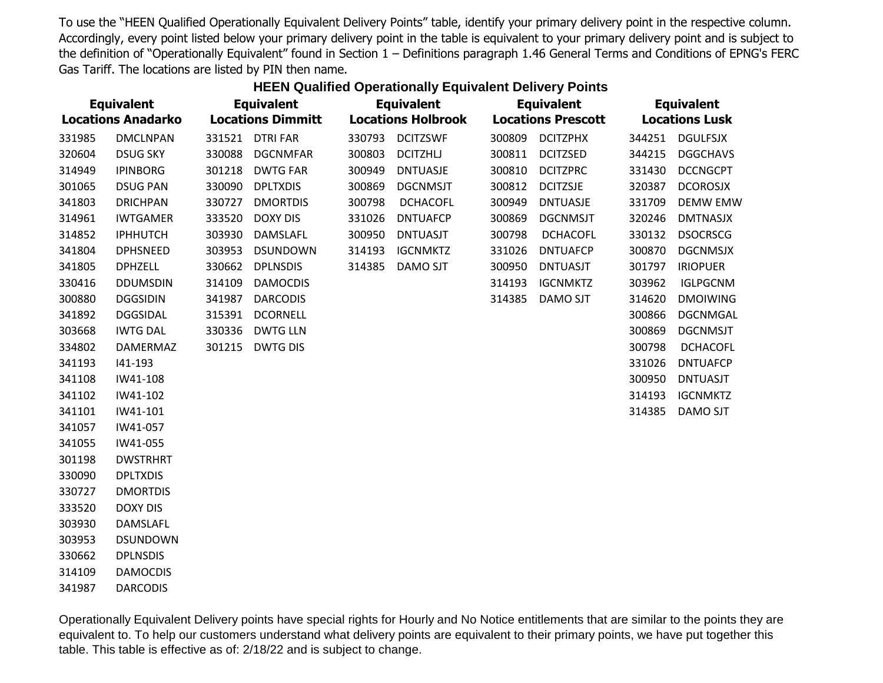To use the "HEEN Qualified Operationally Equivalent Delivery Points" table, identify your primary delivery point in the respective column. Accordingly, every point listed below your primary delivery point in the table is equivalent to your primary delivery point and is subject to the definition of "Operationally Equivalent" found in Section 1 – Definitions paragraph 1.46 General Terms and Conditions of EPNG's FERC Gas Tariff. The locations are listed by PIN then name.

**HEEN Qualified Operationally Equivalent Delivery Points**

| Equivalent Locations Anadarko | | Equivalent Locations Dimmitt | | Equivalent Locations Holbrook | | Equivalent Locations Prescott | | Equivalent Locations Lusk | |
|---|---|---|---|---|---|---|---|---|---|
| 331985 | DMCLNPAN | 331521 | DTRI FAR | 330793 | DCITZSWF | 300809 | DCITZPHX | 344251 | DGULFSJX |
| 320604 | DSUG SKY | 330088 | DGCNMFAR | 300803 | DCITZHLJ | 300811 | DCITZSED | 344215 | DGGCHAVS |
| 314949 | IPINBORG | 301218 | DWTG FAR | 300949 | DNTUASJE | 300810 | DCITZPRC | 331430 | DCCNGCPT |
| 301065 | DSUG PAN | 330090 | DPLTXDIS | 300869 | DGCNMSJT | 300812 | DCITZSJE | 320387 | DCOROSJX |
| 341803 | DRICHPAN | 330727 | DMORTDIS | 300798 | DCHACOFL | 300949 | DNTUASJE | 331709 | DEMW EMW |
| 314961 | IWTGAMER | 333520 | DOXY DIS | 331026 | DNTUAFCP | 300869 | DGCNMSJT | 320246 | DMTNASJX |
| 314852 | IPHHUTCH | 303930 | DAMSLAFL | 300950 | DNTUASJT | 300798 | DCHACOFL | 330132 | DSOCRSCG |
| 341804 | DPHSNEED | 303953 | DSUNDOWN | 314193 | IGCNMKTZ | 331026 | DNTUAFCP | 300870 | DGCNMSJX |
| 341805 | DPHZELL | 330662 | DPLNSDIS | 314385 | DAMO SJT | 300950 | DNTUASJT | 301797 | IRIOPUER |
| 330416 | DDUMSDIN | 314109 | DAMOCDIS | | | 314193 | IGCNMKTZ | 303962 | IGLPGCNM |
| 300880 | DGGSIDIN | 341987 | DARCODIS | | | 314385 | DAMO SJT | 314620 | DMOIWING |
| 341892 | DGGSIDAL | 315391 | DCORNELL | | | | | 300866 | DGCNMGAL |
| 303668 | IWTG DAL | 330336 | DWTG LLN | | | | | 300869 | DGCNMSJT |
| 334802 | DAMERMAZ | 301215 | DWTG DIS | | | | | 300798 | DCHACOFL |
| 341193 | I41-193 | | | | | | | 331026 | DNTUAFCP |
| 341108 | IW41-108 | | | | | | | 300950 | DNTUASJT |
| 341102 | IW41-102 | | | | | | | 314193 | IGCNMKTZ |
| 341101 | IW41-101 | | | | | | | 314385 | DAMO SJT |
| 341057 | IW41-057 | | | | | | | | |
| 341055 | IW41-055 | | | | | | | | |
| 301198 | DWSTRHRT | | | | | | | | |
| 330090 | DPLTXDIS | | | | | | | | |
| 330727 | DMORTDIS | | | | | | | | |
| 333520 | DOXY DIS | | | | | | | | |
| 303930 | DAMSLAFL | | | | | | | | |
| 303953 | DSUNDOWN | | | | | | | | |
| 330662 | DPLNSDIS | | | | | | | | |
| 314109 | DAMOCDIS | | | | | | | | |
| 341987 | DARCODIS | | | | | | | | |

Operationally Equivalent Delivery points have special rights for Hourly and No Notice entitlements that are similar to the points they are equivalent to. To help our customers understand what delivery points are equivalent to their primary points, we have put together this table. This table is effective as of: 2/18/22 and is subject to change.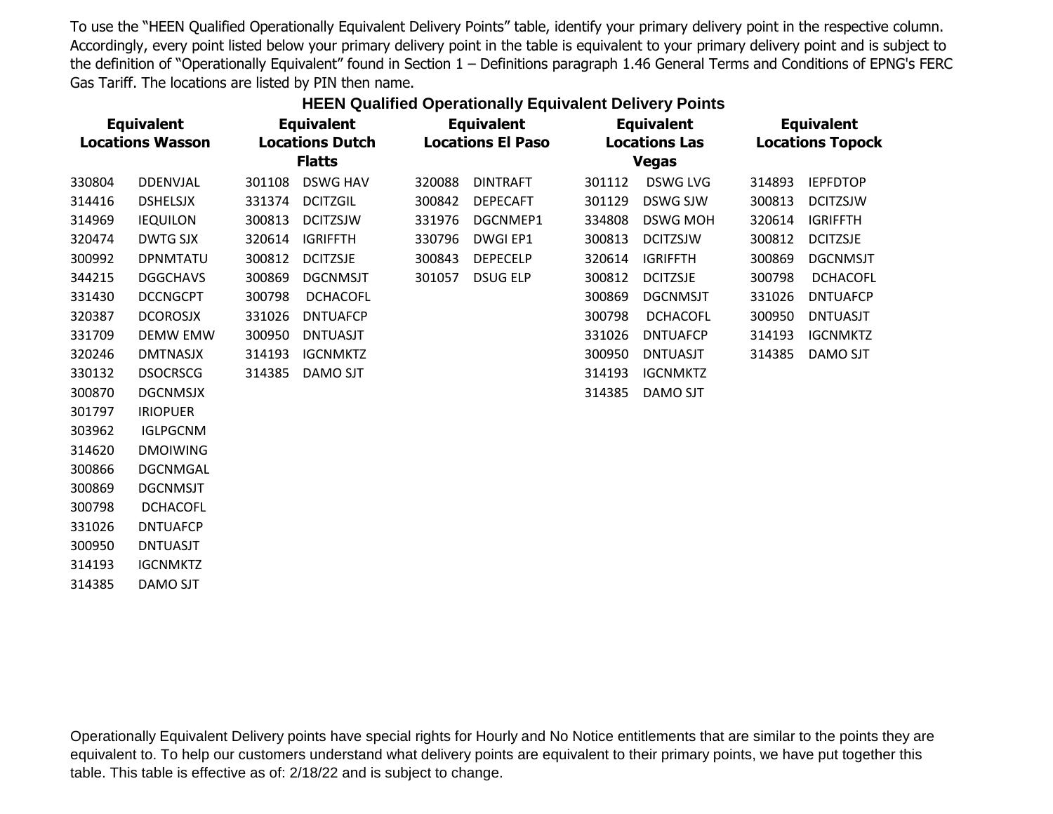To use the "HEEN Qualified Operationally Equivalent Delivery Points" table, identify your primary delivery point in the respective column. Accordingly, every point listed below your primary delivery point in the table is equivalent to your primary delivery point and is subject to the definition of "Operationally Equivalent" found in Section 1 – Definitions paragraph 1.46 General Terms and Conditions of EPNG's FERC Gas Tariff. The locations are listed by PIN then name.

## HEEN Qualified Operationally Equivalent Delivery Points

| Equivalent Locations Wasson | | Equivalent Locations Dutch Flatts | | Equivalent Locations El Paso | | Equivalent Locations Las Vegas | | Equivalent Locations Topock | |
|---|---|---|---|---|---|---|---|---|---|
| 330804 | DDENVJAL | 301108 | DSWG HAV | 320088 | DINTRAFT | 301112 | DSWG LVG | 314893 | IEPFDTOP |
| 314416 | DSHELSJX | 331374 | DCITZGIL | 300842 | DEPECAFT | 301129 | DSWG SJW | 300813 | DCITZSJW |
| 314969 | IEQUILON | 300813 | DCITZSJW | 331976 | DGCNMEP1 | 334808 | DSWG MOH | 320614 | IGRIFFTH |
| 320474 | DWTG SJX | 320614 | IGRIFFTH | 330796 | DWGI EP1 | 300813 | DCITZSJW | 300812 | DCITZSJE |
| 300992 | DPNMTATU | 300812 | DCITZSJE | 300843 | DEPECELP | 320614 | IGRIFFTH | 300869 | DGCNMSJT |
| 344215 | DGGCHAVS | 300869 | DGCNMSJT | 301057 | DSUG ELP | 300812 | DCITZSJE | 300798 | DCHACOFL |
| 331430 | DCCNGCPT | 300798 | DCHACOFL | | | 300869 | DGCNMSJT | 331026 | DNTUAFCP |
| 320387 | DCOROSJX | 331026 | DNTUAFCP | | | 300798 | DCHACOFL | 300950 | DNTUASJT |
| 331709 | DEMW EMW | 300950 | DNTUASJT | | | 331026 | DNTUAFCP | 314193 | IGCNMKTZ |
| 320246 | DMTNASJX | 314193 | IGCNMKTZ | | | 300950 | DNTUASJT | 314385 | DAMO SJT |
| 330132 | DSOCRSCG | 314385 | DAMO SJT | | | 314193 | IGCNMKTZ | | |
| 300870 | DGCNMSJX | | | | | 314385 | DAMO SJT | | |
| 301797 | IRIOPUER | | | | | | | | |
| 303962 | IGLPGCNM | | | | | | | | |
| 314620 | DMOIWING | | | | | | | | |
| 300866 | DGCNMGAL | | | | | | | | |
| 300869 | DGCNMSJT | | | | | | | | |
| 300798 | DCHACOFL | | | | | | | | |
| 331026 | DNTUAFCP | | | | | | | | |
| 300950 | DNTUASJT | | | | | | | | |
| 314193 | IGCNMKTZ | | | | | | | | |
| 314385 | DAMO SJT | | | | | | | | |

Operationally Equivalent Delivery points have special rights for Hourly and No Notice entitlements that are similar to the points they are equivalent to. To help our customers understand what delivery points are equivalent to their primary points, we have put together this table. This table is effective as of: 2/18/22 and is subject to change.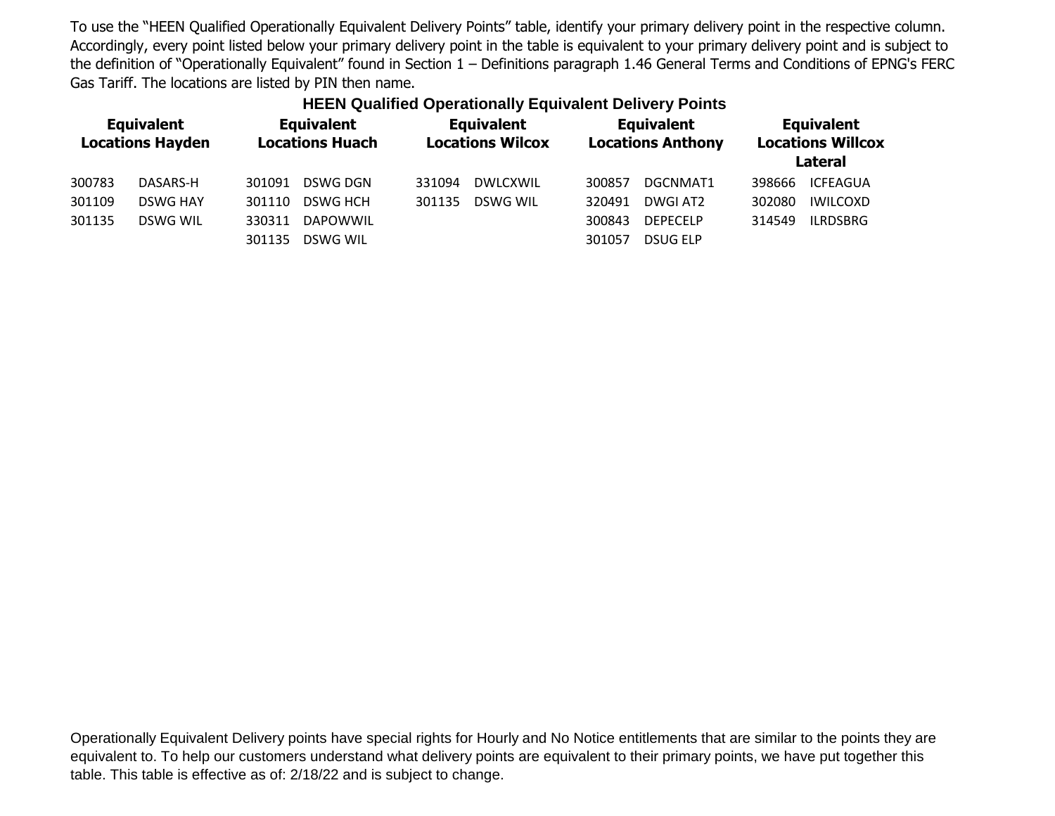To use the "HEEN Qualified Operationally Equivalent Delivery Points" table, identify your primary delivery point in the respective column. Accordingly, every point listed below your primary delivery point in the table is equivalent to your primary delivery point and is subject to the definition of "Operationally Equivalent" found in Section 1 – Definitions paragraph 1.46 General Terms and Conditions of EPNG's FERC Gas Tariff. The locations are listed by PIN then name.

**HEEN Qualified Operationally Equivalent Delivery Points**

| Equivalent Locations Hayden | | Equivalent Locations Huach | | Equivalent Locations Wilcox | | Equivalent Locations Anthony | | Equivalent Locations Willcox Lateral | |
|---|---|---|---|---|---|---|---|---|---|
| 300783 | DASARS-H | 301091 | DSWG DGN | 331094 | DWLCXWIL | 300857 | DGCNMAT1 | 398666 | ICFEAGUA |
| 301109 | DSWG HAY | 301110 | DSWG HCH | 301135 | DSWG WIL | 320491 | DWGI AT2 | 302080 | IWILCOXD |
| 301135 | DSWG WIL | 330311 | DAPOWWIL | | | 300843 | DEPECELP | 314549 | ILRDSBRG |
| | | 301135 | DSWG WIL | | | 301057 | DSUG ELP | | |

Operationally Equivalent Delivery points have special rights for Hourly and No Notice entitlements that are similar to the points they are equivalent to. To help our customers understand what delivery points are equivalent to their primary points, we have put together this table. This table is effective as of: 2/18/22 and is subject to change.